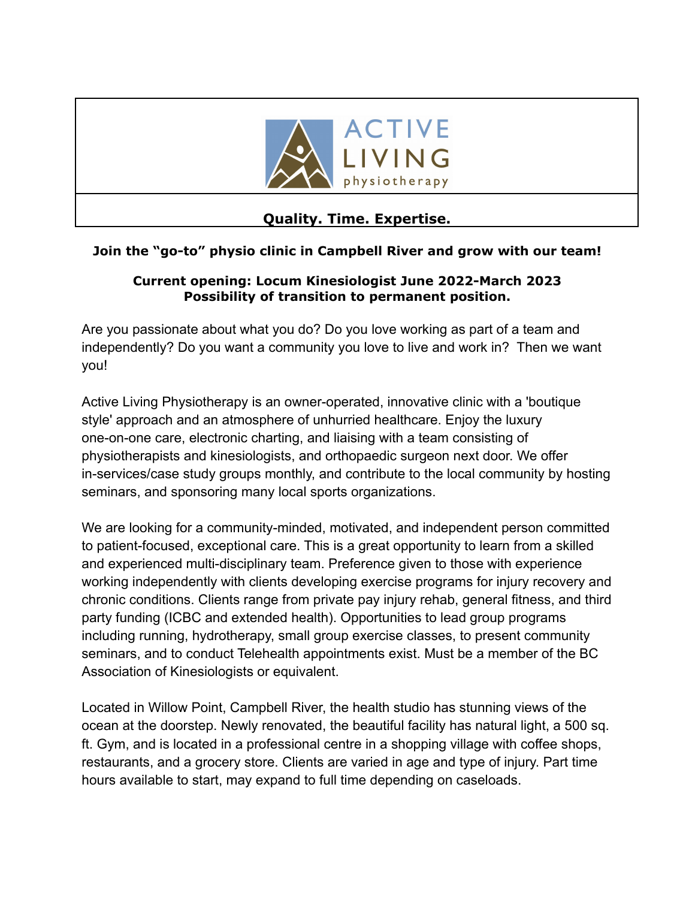ACTIVE LIVING physiotherapy

**Quality. Time. Expertise.**

**Join the "go-to" physio clinic in Campbell River and grow with our team!**

**Current opening: Locum Kinesiologist June 2022-March 2023**
**Possibility of transition to permanent position.**

Are you passionate about what you do? Do you love working as part of a team and independently? Do you want a community you love to live and work in? Then we want you!

Active Living Physiotherapy is an owner-operated, innovative clinic with a 'boutique style' approach and an atmosphere of unhurried healthcare. Enjoy the luxury one-on-one care, electronic charting, and liaising with a team consisting of physiotherapists and kinesiologists, and orthopaedic surgeon next door. We offer in-services/case study groups monthly, and contribute to the local community by hosting seminars, and sponsoring many local sports organizations.

We are looking for a community-minded, motivated, and independent person committed to patient-focused, exceptional care. This is a great opportunity to learn from a skilled and experienced multi-disciplinary team. Preference given to those with experience working independently with clients developing exercise programs for injury recovery and chronic conditions. Clients range from private pay injury rehab, general fitness, and third party funding (ICBC and extended health). Opportunities to lead group programs including running, hydrotherapy, small group exercise classes, to present community seminars, and to conduct Telehealth appointments exist. Must be a member of the BC Association of Kinesiologists or equivalent.

Located in Willow Point, Campbell River, the health studio has stunning views of the ocean at the doorstep. Newly renovated, the beautiful facility has natural light, a 500 sq. ft. Gym, and is located in a professional centre in a shopping village with coffee shops, restaurants, and a grocery store. Clients are varied in age and type of injury. Part time hours available to start, may expand to full time depending on caseloads.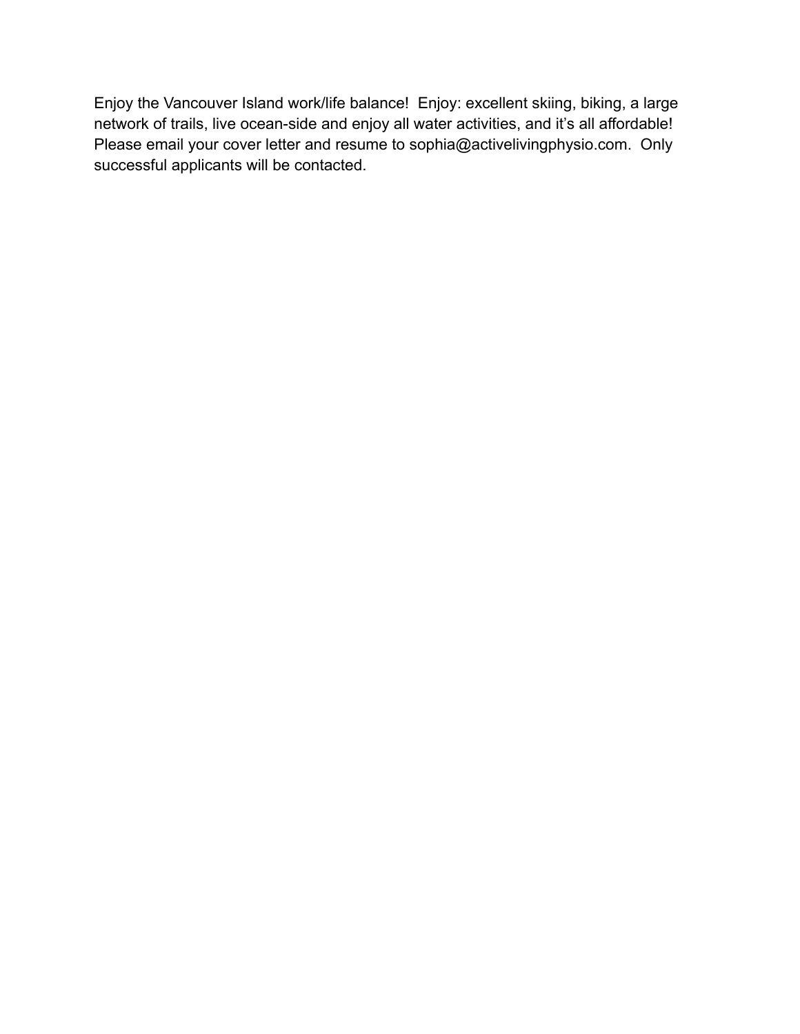Enjoy the Vancouver Island work/life balance!  Enjoy: excellent skiing, biking, a large network of trails, live ocean-side and enjoy all water activities, and it's all affordable! Please email your cover letter and resume to sophia@activelivingphysio.com.  Only successful applicants will be contacted.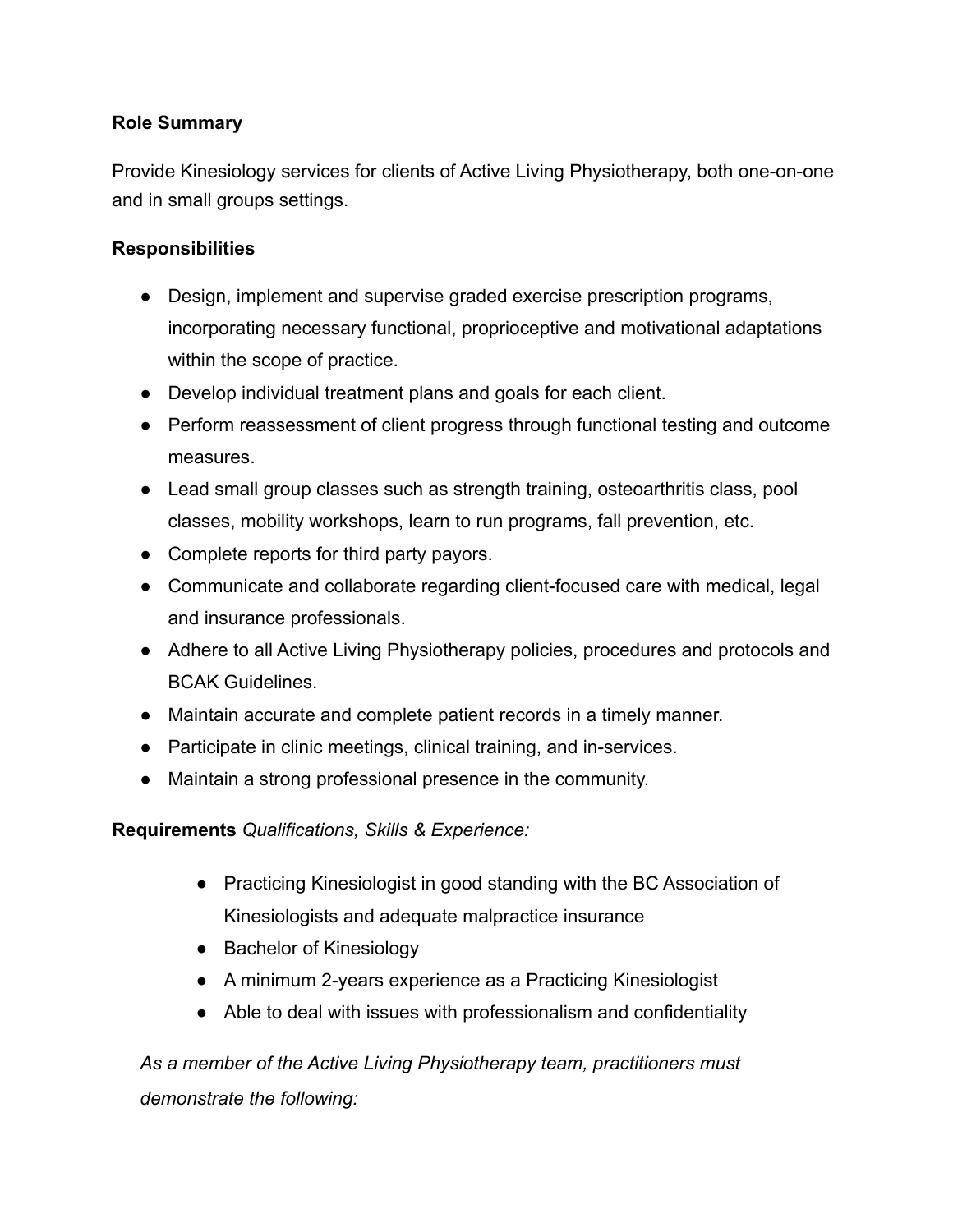**Role Summary**

Provide Kinesiology services for clients of Active Living Physiotherapy, both one-on-one and in small groups settings.

**Responsibilities**

- Design, implement and supervise graded exercise prescription programs, incorporating necessary functional, proprioceptive and motivational adaptations within the scope of practice.
- Develop individual treatment plans and goals for each client.
- Perform reassessment of client progress through functional testing and outcome measures.
- Lead small group classes such as strength training, osteoarthritis class, pool classes, mobility workshops, learn to run programs, fall prevention, etc.
- Complete reports for third party payors.
- Communicate and collaborate regarding client-focused care with medical, legal and insurance professionals.
- Adhere to all Active Living Physiotherapy policies, procedures and protocols and BCAK Guidelines.
- Maintain accurate and complete patient records in a timely manner.
- Participate in clinic meetings, clinical training, and in-services.
- Maintain a strong professional presence in the community.

**Requirements** *Qualifications, Skills & Experience:*

- Practicing Kinesiologist in good standing with the BC Association of Kinesiologists and adequate malpractice insurance
- Bachelor of Kinesiology
- A minimum 2-years experience as a Practicing Kinesiologist
- Able to deal with issues with professionalism and confidentiality

*As a member of the Active Living Physiotherapy team, practitioners must demonstrate the following:*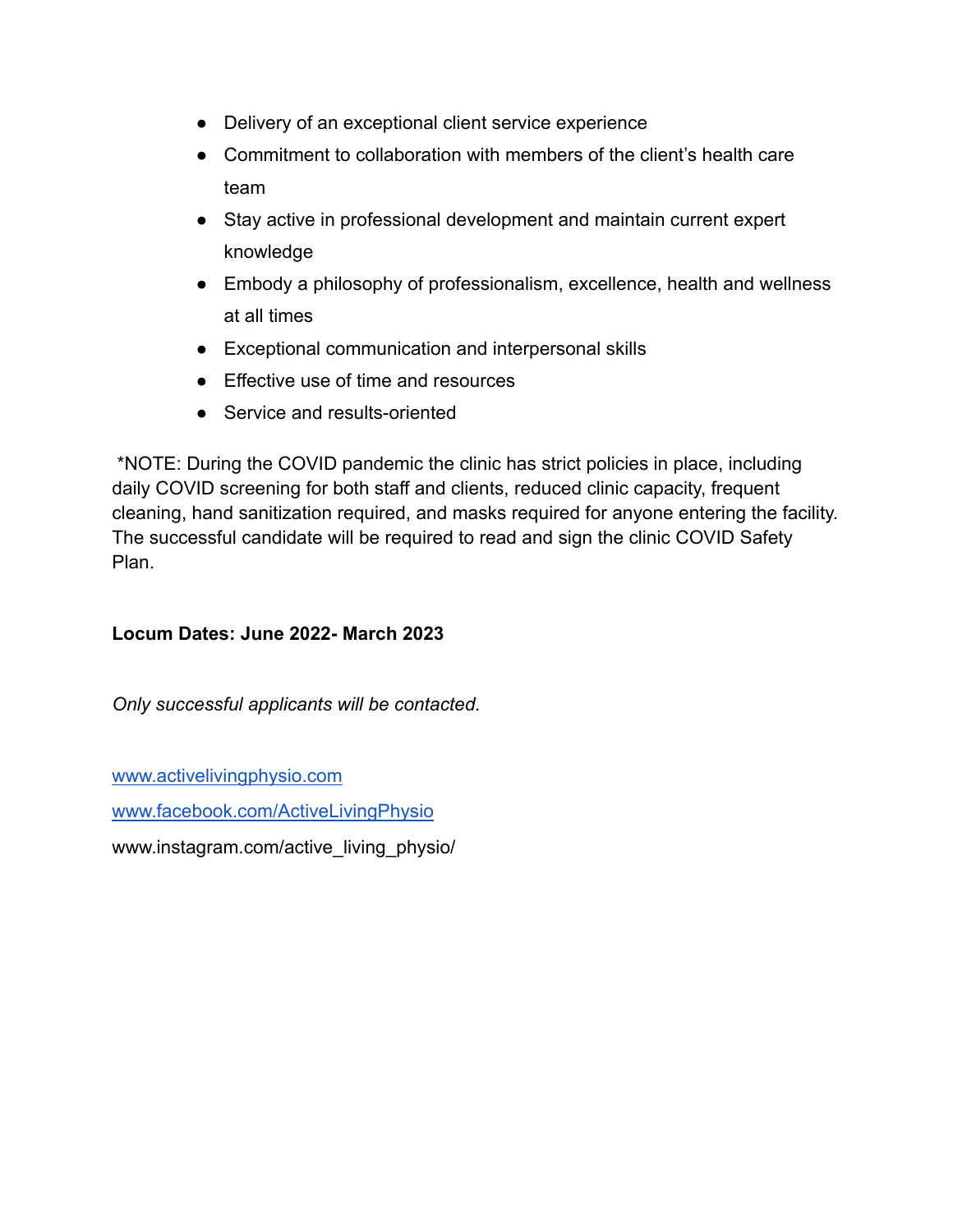- Delivery of an exceptional client service experience
- Commitment to collaboration with members of the client's health care team
- Stay active in professional development and maintain current expert knowledge
- Embody a philosophy of professionalism, excellence, health and wellness at all times
- Exceptional communication and interpersonal skills
- Effective use of time and resources
- Service and results-oriented

*NOTE: During the COVID pandemic the clinic has strict policies in place, including daily COVID screening for both staff and clients, reduced clinic capacity, frequent cleaning, hand sanitization required, and masks required for anyone entering the facility. The successful candidate will be required to read and sign the clinic COVID Safety Plan.

**Locum Dates: June 2022- March 2023**

*Only successful applicants will be contacted.*

[www.activelivingphysio.com](http://www.activelivingphysio.com)

[www.facebook.com/ActiveLivingPhysio](http://www.facebook.com/ActiveLivingPhysio)

www.instagram.com/active_living_physio/